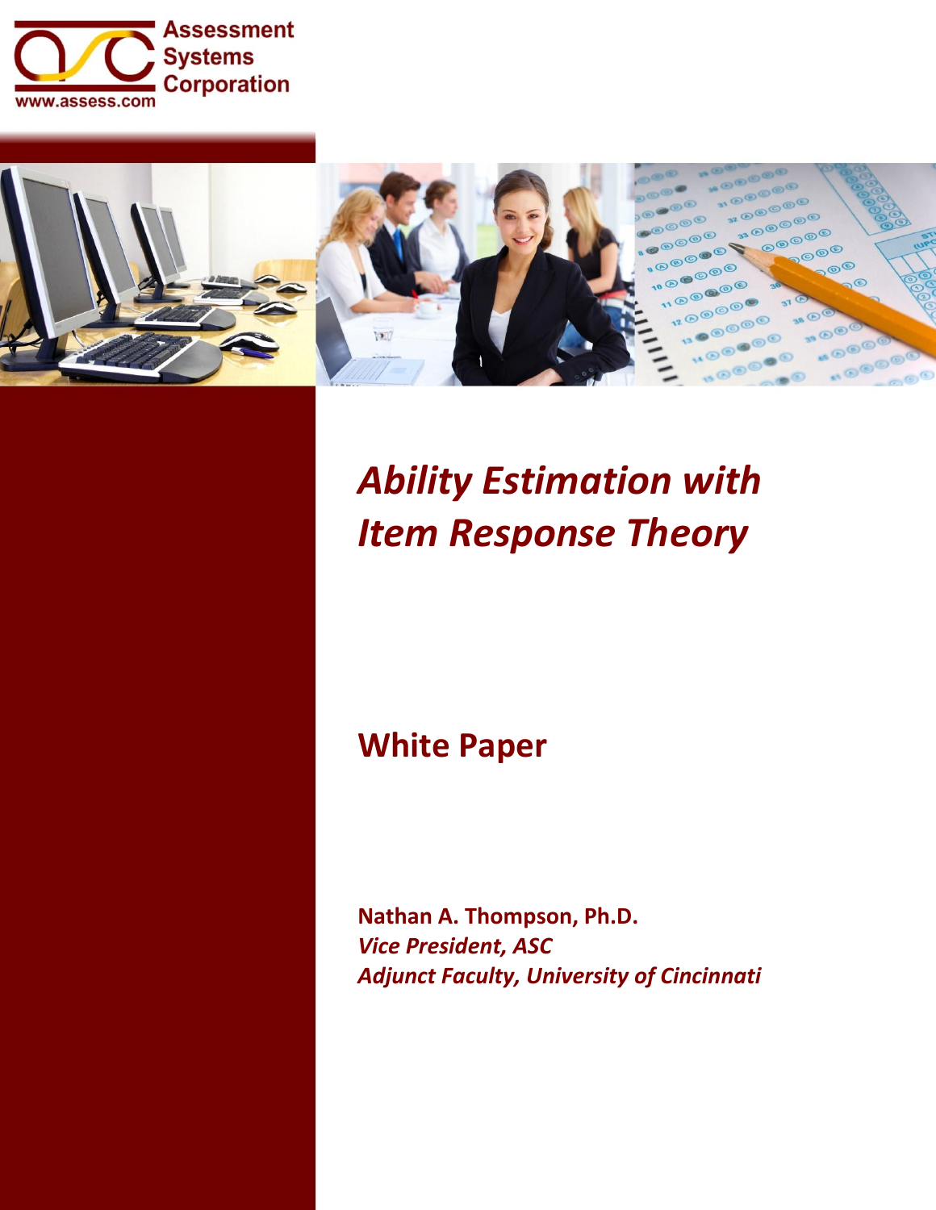Assessment Systems Corporation

www.assess.com

# *Ability Estimation with Item Response Theory*

## White Paper

**Nathan A. Thompson, Ph.D.**
***Vice President, ASC***
***Adjunct Faculty, University of Cincinnati***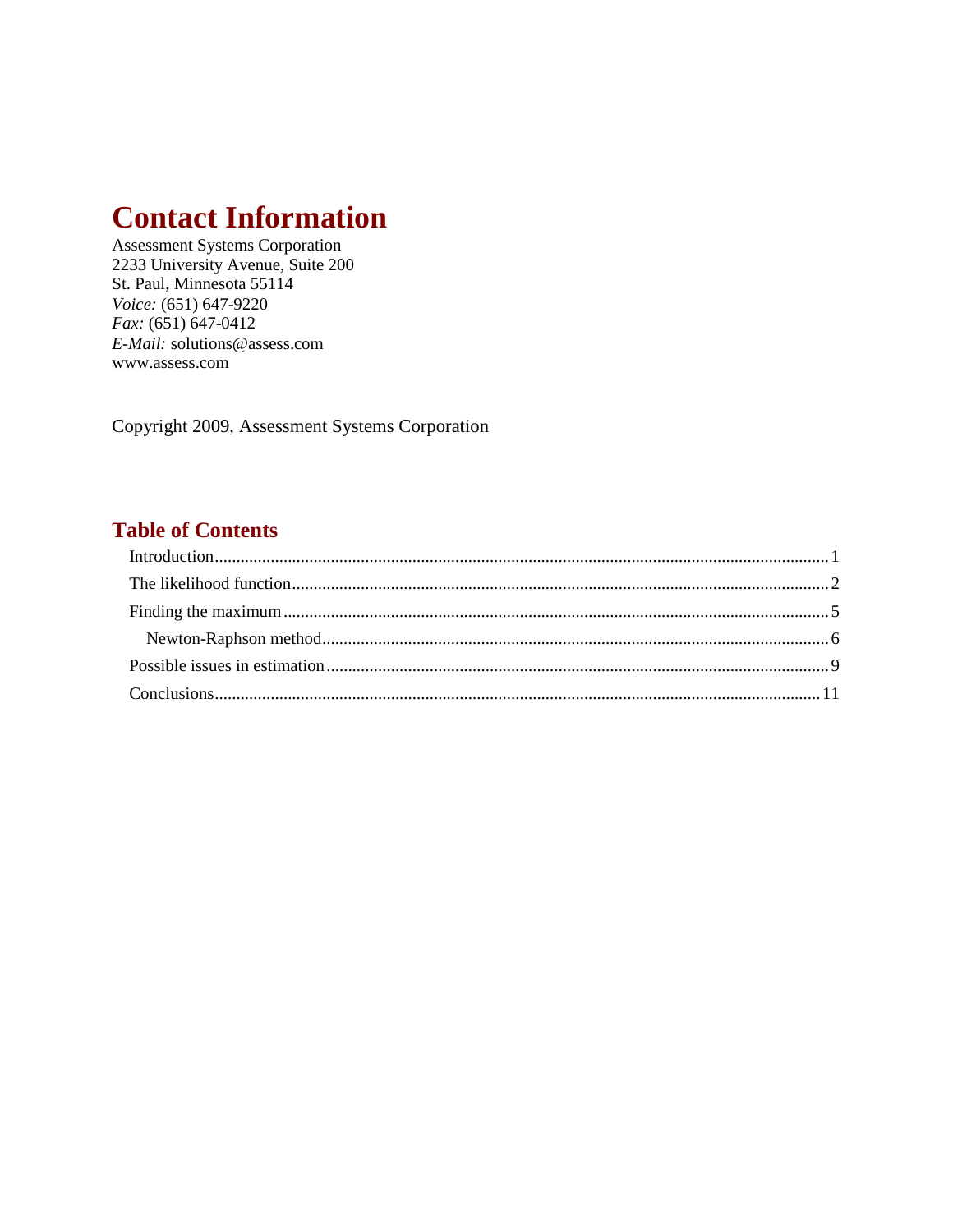# Contact Information

Assessment Systems Corporation
2233 University Avenue, Suite 200
St. Paul, Minnesota 55114
*Voice:* (651) 647-9220
*Fax:* (651) 647-0412
*E-Mail:* solutions@assess.com
www.assess.com

Copyright 2009, Assessment Systems Corporation

## Table of Contents

- Introduction ........ 1
- The likelihood function ........ 2
- Finding the maximum ........ 5
  - Newton-Raphson method ........ 6
- Possible issues in estimation ........ 9
- Conclusions ........ 11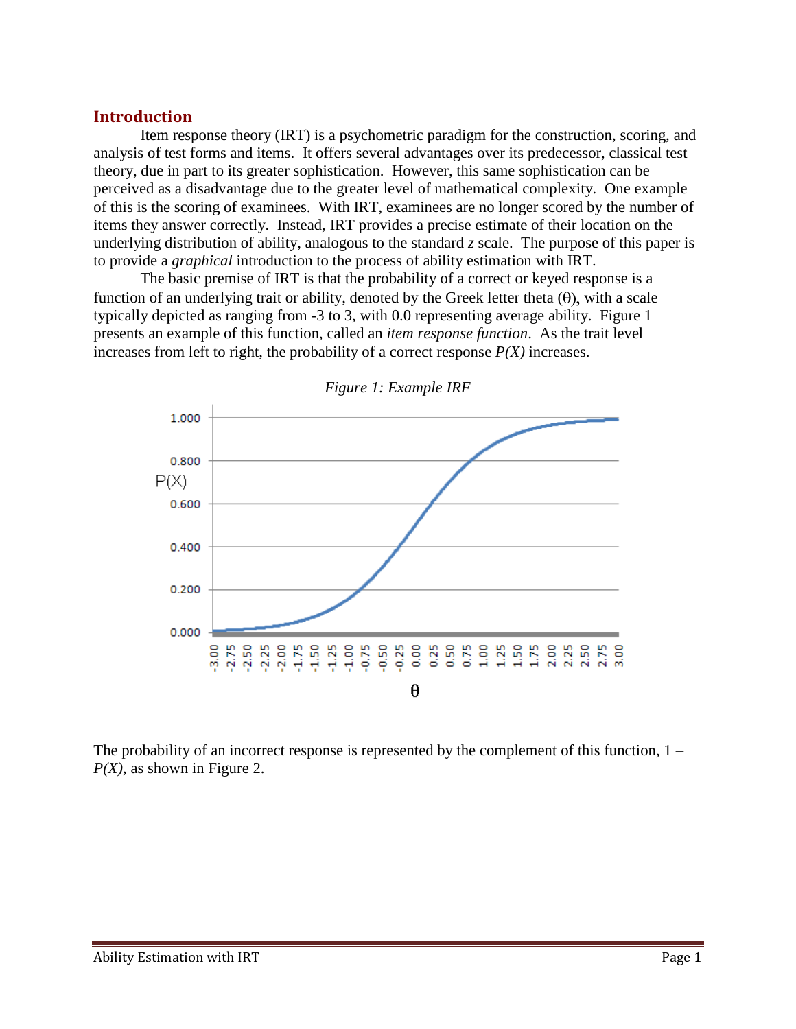## Introduction

Item response theory (IRT) is a psychometric paradigm for the construction, scoring, and analysis of test forms and items. It offers several advantages over its predecessor, classical test theory, due in part to its greater sophistication. However, this same sophistication can be perceived as a disadvantage due to the greater level of mathematical complexity. One example of this is the scoring of examinees. With IRT, examinees are no longer scored by the number of items they answer correctly. Instead, IRT provides a precise estimate of their location on the underlying distribution of ability, analogous to the standard *z* scale. The purpose of this paper is to provide a *graphical* introduction to the process of ability estimation with IRT.

The basic premise of IRT is that the probability of a correct or keyed response is a function of an underlying trait or ability, denoted by the Greek letter theta ($\theta$), with a scale typically depicted as ranging from -3 to 3, with 0.0 representing average ability. Figure 1 presents an example of this function, called an *item response function*. As the trait level increases from left to right, the probability of a correct response $P(X)$ increases.

*Figure 1: Example IRF*

The probability of an incorrect response is represented by the complement of this function, $1 - P(X)$, as shown in Figure 2.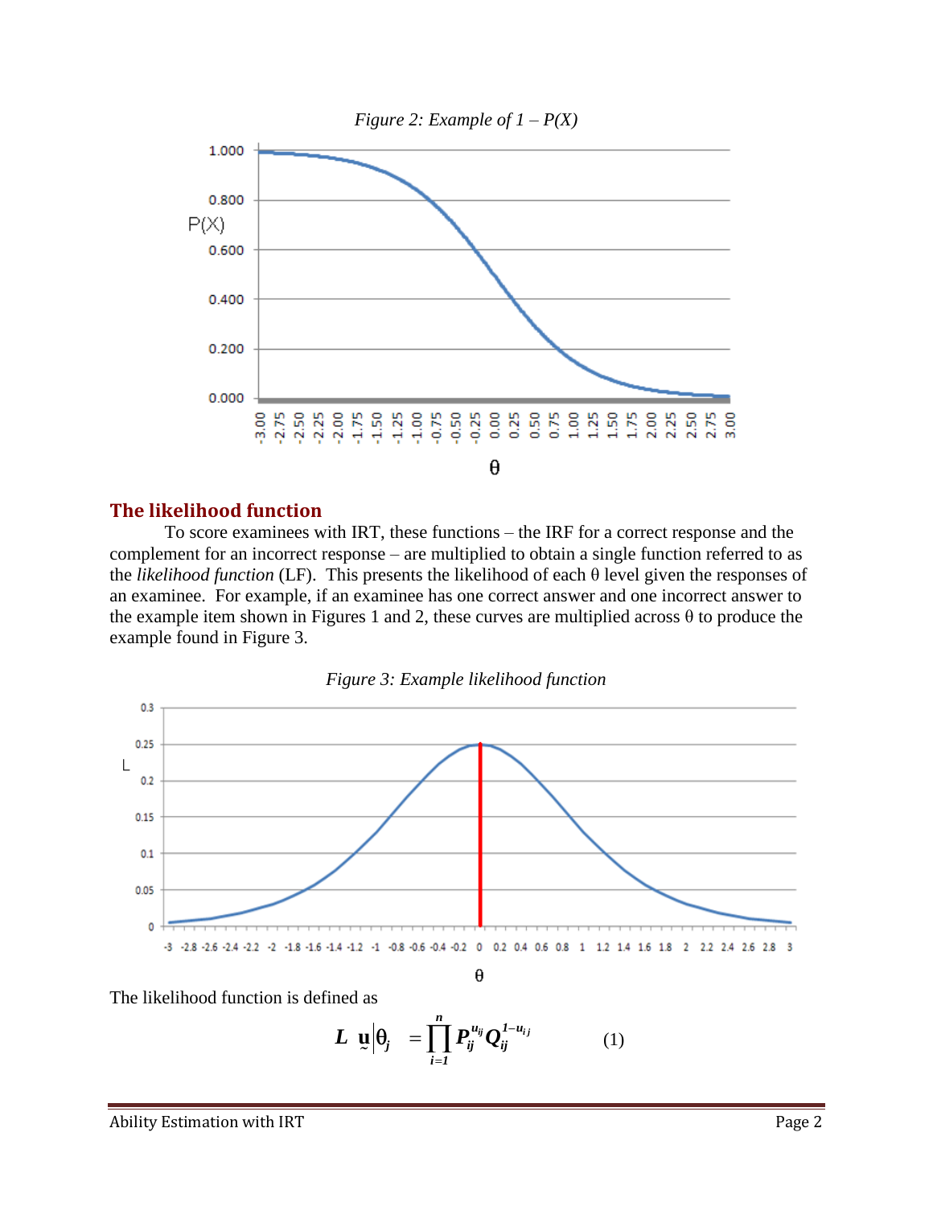*Figure 2: Example of 1 – P(X)*

## The likelihood function

To score examinees with IRT, these functions – the IRF for a correct response and the complement for an incorrect response – are multiplied to obtain a single function referred to as the *likelihood function* (LF). This presents the likelihood of each θ level given the responses of an examinee. For example, if an examinee has one correct answer and one incorrect answer to the example item shown in Figures 1 and 2, these curves are multiplied across θ to produce the example found in Figure 3.

*Figure 3: Example likelihood function*

The likelihood function is defined as

$$L\left(\underset{\sim}{\mathbf{u}} \middle| \theta_j\right) = \prod_{i=1}^{n} P_{ij}^{u_{ij}} Q_{ij}^{1-u_{ij}} \qquad (1)$$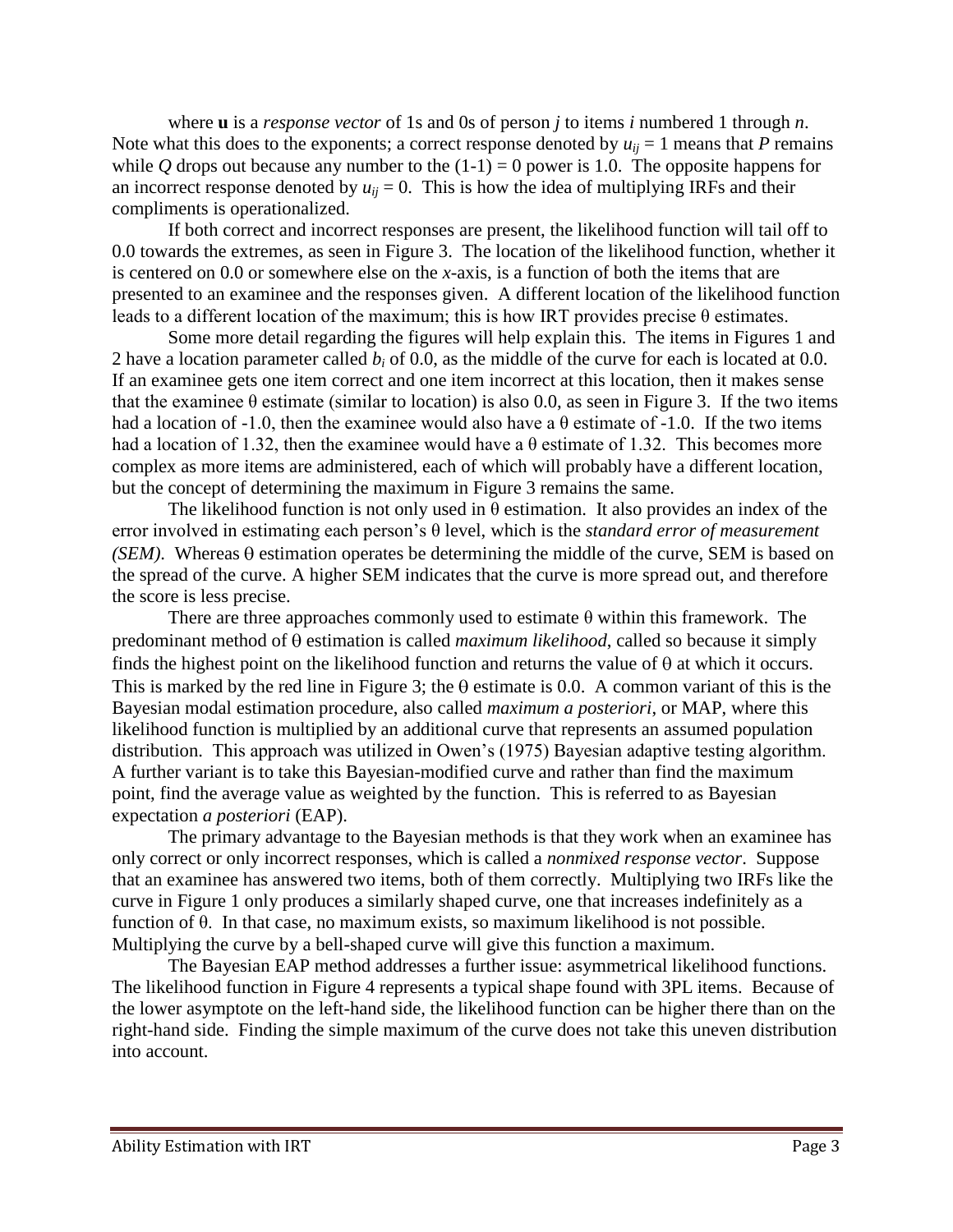where **u** is a *response vector* of 1s and 0s of person $j$ to items $i$ numbered 1 through $n$. Note what this does to the exponents; a correct response denoted by $u_{ij} = 1$ means that $P$ remains while $Q$ drops out because any number to the $(1\text{-}1) = 0$ power is 1.0. The opposite happens for an incorrect response denoted by $u_{ij} = 0$. This is how the idea of multiplying IRFs and their compliments is operationalized.

If both correct and incorrect responses are present, the likelihood function will tail off to 0.0 towards the extremes, as seen in Figure 3. The location of the likelihood function, whether it is centered on 0.0 or somewhere else on the *x*-axis, is a function of both the items that are presented to an examinee and the responses given. A different location of the likelihood function leads to a different location of the maximum; this is how IRT provides precise θ estimates.

Some more detail regarding the figures will help explain this. The items in Figures 1 and 2 have a location parameter called $b_i$ of 0.0, as the middle of the curve for each is located at 0.0. If an examinee gets one item correct and one item incorrect at this location, then it makes sense that the examinee θ estimate (similar to location) is also 0.0, as seen in Figure 3. If the two items had a location of -1.0, then the examinee would also have a θ estimate of -1.0. If the two items had a location of 1.32, then the examinee would have a θ estimate of 1.32. This becomes more complex as more items are administered, each of which will probably have a different location, but the concept of determining the maximum in Figure 3 remains the same.

The likelihood function is not only used in θ estimation. It also provides an index of the error involved in estimating each person's θ level, which is the *standard error of measurement (SEM)*. Whereas θ estimation operates be determining the middle of the curve, SEM is based on the spread of the curve. A higher SEM indicates that the curve is more spread out, and therefore the score is less precise.

There are three approaches commonly used to estimate θ within this framework. The predominant method of θ estimation is called *maximum likelihood*, called so because it simply finds the highest point on the likelihood function and returns the value of θ at which it occurs. This is marked by the red line in Figure 3; the θ estimate is 0.0. A common variant of this is the Bayesian modal estimation procedure, also called *maximum a posteriori*, or MAP, where this likelihood function is multiplied by an additional curve that represents an assumed population distribution. This approach was utilized in Owen's (1975) Bayesian adaptive testing algorithm. A further variant is to take this Bayesian-modified curve and rather than find the maximum point, find the average value as weighted by the function. This is referred to as Bayesian expectation *a posteriori* (EAP).

The primary advantage to the Bayesian methods is that they work when an examinee has only correct or only incorrect responses, which is called a *nonmixed response vector*. Suppose that an examinee has answered two items, both of them correctly. Multiplying two IRFs like the curve in Figure 1 only produces a similarly shaped curve, one that increases indefinitely as a function of θ. In that case, no maximum exists, so maximum likelihood is not possible. Multiplying the curve by a bell-shaped curve will give this function a maximum.

The Bayesian EAP method addresses a further issue: asymmetrical likelihood functions. The likelihood function in Figure 4 represents a typical shape found with 3PL items. Because of the lower asymptote on the left-hand side, the likelihood function can be higher there than on the right-hand side. Finding the simple maximum of the curve does not take this uneven distribution into account.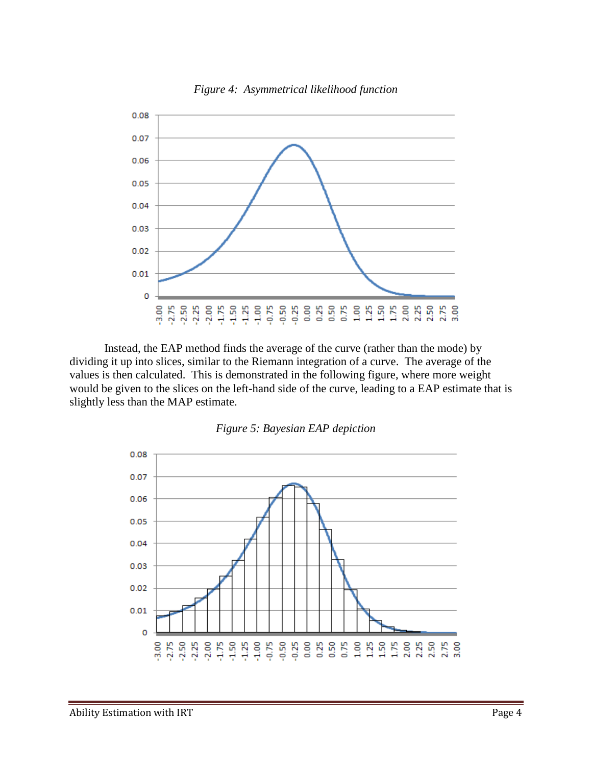*Figure 4: Asymmetrical likelihood function*

Instead, the EAP method finds the average of the curve (rather than the mode) by dividing it up into slices, similar to the Riemann integration of a curve. The average of the values is then calculated. This is demonstrated in the following figure, where more weight would be given to the slices on the left-hand side of the curve, leading to a EAP estimate that is slightly less than the MAP estimate.

*Figure 5: Bayesian EAP depiction*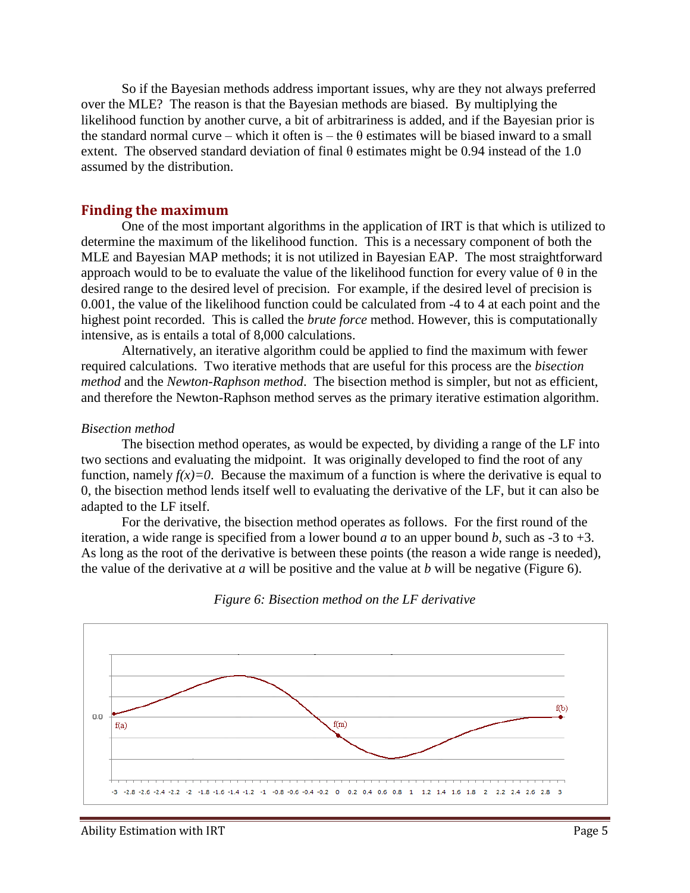So if the Bayesian methods address important issues, why are they not always preferred over the MLE? The reason is that the Bayesian methods are biased. By multiplying the likelihood function by another curve, a bit of arbitrariness is added, and if the Bayesian prior is the standard normal curve – which it often is – the θ estimates will be biased inward to a small extent. The observed standard deviation of final θ estimates might be 0.94 instead of the 1.0 assumed by the distribution.

## Finding the maximum

One of the most important algorithms in the application of IRT is that which is utilized to determine the maximum of the likelihood function. This is a necessary component of both the MLE and Bayesian MAP methods; it is not utilized in Bayesian EAP. The most straightforward approach would to be to evaluate the value of the likelihood function for every value of θ in the desired range to the desired level of precision. For example, if the desired level of precision is 0.001, the value of the likelihood function could be calculated from -4 to 4 at each point and the highest point recorded. This is called the *brute force* method. However, this is computationally intensive, as is entails a total of 8,000 calculations.

Alternatively, an iterative algorithm could be applied to find the maximum with fewer required calculations. Two iterative methods that are useful for this process are the *bisection method* and the *Newton-Raphson method*. The bisection method is simpler, but not as efficient, and therefore the Newton-Raphson method serves as the primary iterative estimation algorithm.

### *Bisection method*

The bisection method operates, as would be expected, by dividing a range of the LF into two sections and evaluating the midpoint. It was originally developed to find the root of any function, namely $f(x)=0$. Because the maximum of a function is where the derivative is equal to 0, the bisection method lends itself well to evaluating the derivative of the LF, but it can also be adapted to the LF itself.

For the derivative, the bisection method operates as follows. For the first round of the iteration, a wide range is specified from a lower bound $a$ to an upper bound $b$, such as -3 to +3. As long as the root of the derivative is between these points (the reason a wide range is needed), the value of the derivative at $a$ will be positive and the value at $b$ will be negative (Figure 6).

*Figure 6: Bisection method on the LF derivative*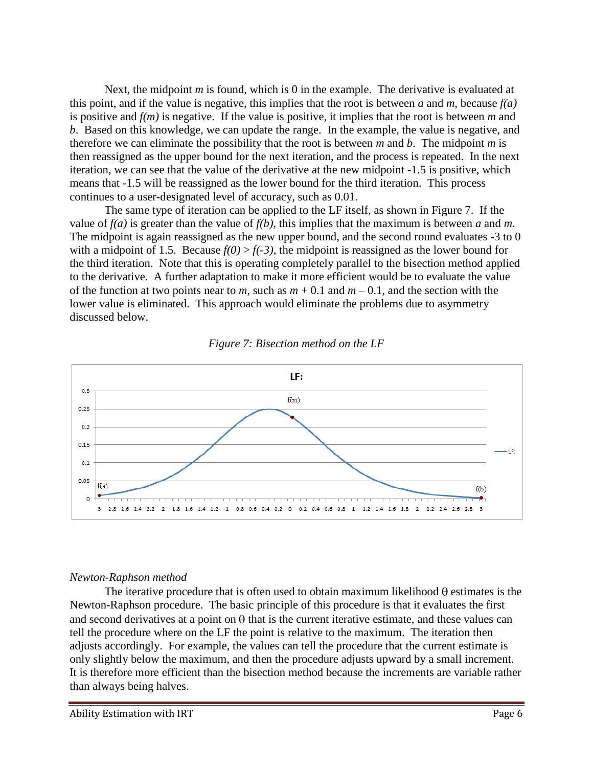Next, the midpoint $m$ is found, which is 0 in the example. The derivative is evaluated at this point, and if the value is negative, this implies that the root is between $a$ and $m$, because $f(a)$ is positive and $f(m)$ is negative. If the value is positive, it implies that the root is between $m$ and $b$. Based on this knowledge, we can update the range. In the example, the value is negative, and therefore we can eliminate the possibility that the root is between $m$ and $b$. The midpoint $m$ is then reassigned as the upper bound for the next iteration, and the process is repeated. In the next iteration, we can see that the value of the derivative at the new midpoint -1.5 is positive, which means that -1.5 will be reassigned as the lower bound for the third iteration. This process continues to a user-designated level of accuracy, such as 0.01.

The same type of iteration can be applied to the LF itself, as shown in Figure 7. If the value of $f(a)$ is greater than the value of $f(b)$, this implies that the maximum is between $a$ and $m$. The midpoint is again reassigned as the new upper bound, and the second round evaluates -3 to 0 with a midpoint of 1.5. Because $f(0) > f(-3)$, the midpoint is reassigned as the lower bound for the third iteration. Note that this is operating completely parallel to the bisection method applied to the derivative. A further adaptation to make it more efficient would be to evaluate the value of the function at two points near to $m$, such as $m + 0.1$ and $m - 0.1$, and the section with the lower value is eliminated. This approach would eliminate the problems due to asymmetry discussed below.

*Figure 7: Bisection method on the LF*

*Newton-Raphson method*

The iterative procedure that is often used to obtain maximum likelihood θ estimates is the Newton-Raphson procedure. The basic principle of this procedure is that it evaluates the first and second derivatives at a point on θ that is the current iterative estimate, and these values can tell the procedure where on the LF the point is relative to the maximum. The iteration then adjusts accordingly. For example, the values can tell the procedure that the current estimate is only slightly below the maximum, and then the procedure adjusts upward by a small increment. It is therefore more efficient than the bisection method because the increments are variable rather than always being halves.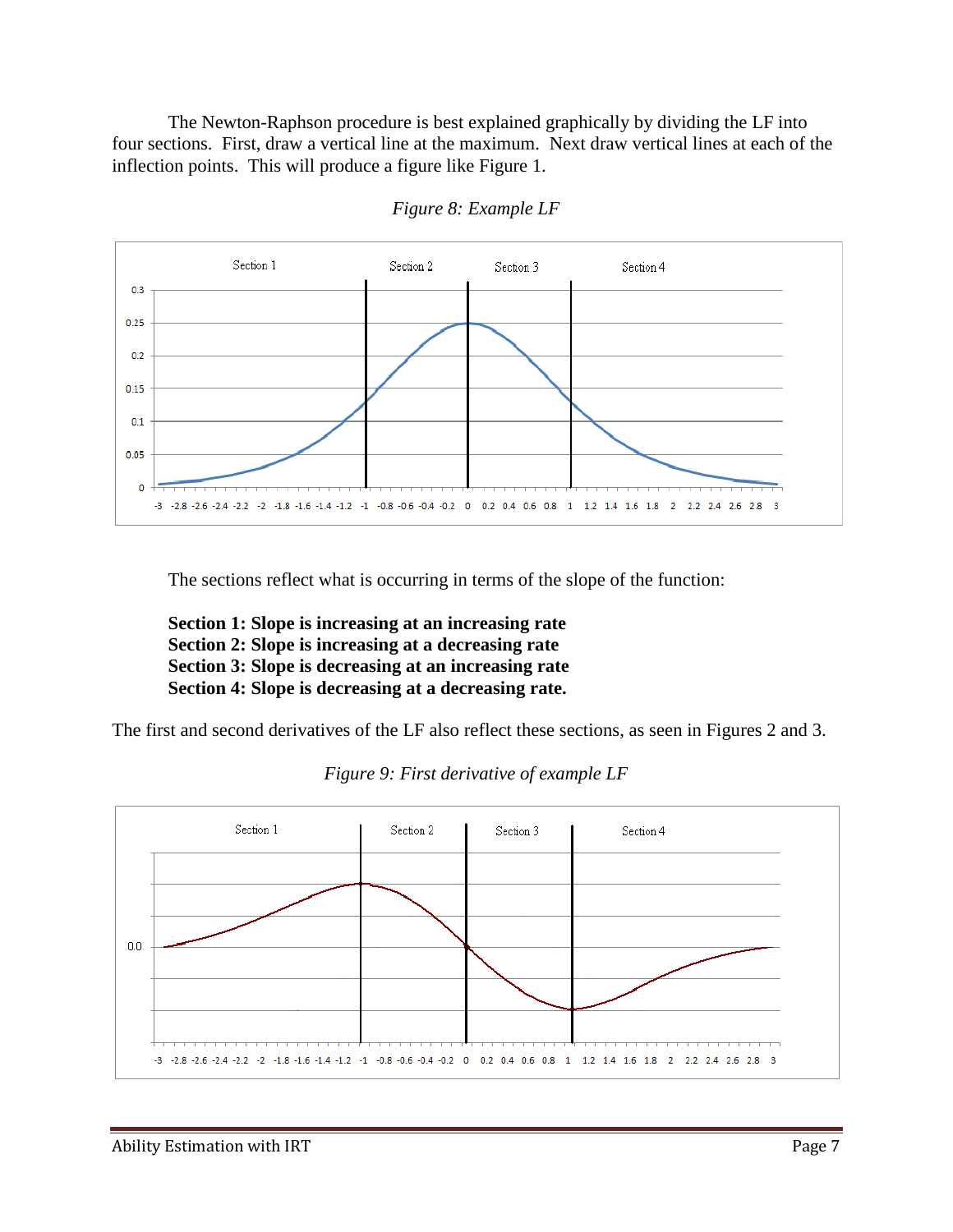The Newton-Raphson procedure is best explained graphically by dividing the LF into four sections. First, draw a vertical line at the maximum. Next draw vertical lines at each of the inflection points. This will produce a figure like Figure 1.

*Figure 8: Example LF*

The sections reflect what is occurring in terms of the slope of the function:

**Section 1: Slope is increasing at an increasing rate**
**Section 2: Slope is increasing at a decreasing rate**
**Section 3: Slope is decreasing at an increasing rate**
**Section 4: Slope is decreasing at a decreasing rate.**

The first and second derivatives of the LF also reflect these sections, as seen in Figures 2 and 3.

*Figure 9: First derivative of example LF*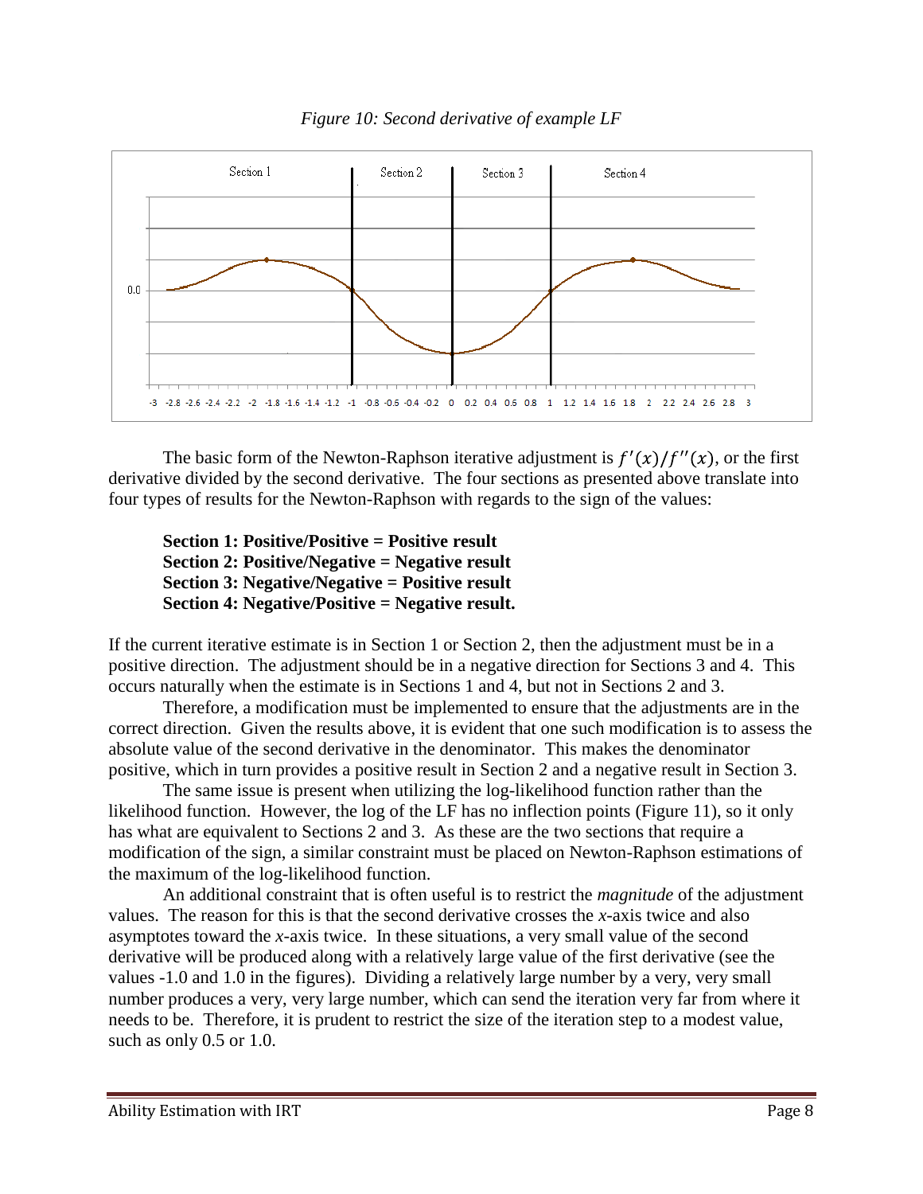*Figure 10: Second derivative of example LF*

The basic form of the Newton-Raphson iterative adjustment is $f'(x)/f''(x)$, or the first derivative divided by the second derivative. The four sections as presented above translate into four types of results for the Newton-Raphson with regards to the sign of the values:

**Section 1: Positive/Positive = Positive result**
**Section 2: Positive/Negative = Negative result**
**Section 3: Negative/Negative = Positive result**
**Section 4: Negative/Positive = Negative result.**

If the current iterative estimate is in Section 1 or Section 2, then the adjustment must be in a positive direction. The adjustment should be in a negative direction for Sections 3 and 4. This occurs naturally when the estimate is in Sections 1 and 4, but not in Sections 2 and 3.

Therefore, a modification must be implemented to ensure that the adjustments are in the correct direction. Given the results above, it is evident that one such modification is to assess the absolute value of the second derivative in the denominator. This makes the denominator positive, which in turn provides a positive result in Section 2 and a negative result in Section 3.

The same issue is present when utilizing the log-likelihood function rather than the likelihood function. However, the log of the LF has no inflection points (Figure 11), so it only has what are equivalent to Sections 2 and 3. As these are the two sections that require a modification of the sign, a similar constraint must be placed on Newton-Raphson estimations of the maximum of the log-likelihood function.

An additional constraint that is often useful is to restrict the *magnitude* of the adjustment values. The reason for this is that the second derivative crosses the *x*-axis twice and also asymptotes toward the *x*-axis twice. In these situations, a very small value of the second derivative will be produced along with a relatively large value of the first derivative (see the values -1.0 and 1.0 in the figures). Dividing a relatively large number by a very, very small number produces a very, very large number, which can send the iteration very far from where it needs to be. Therefore, it is prudent to restrict the size of the iteration step to a modest value, such as only 0.5 or 1.0.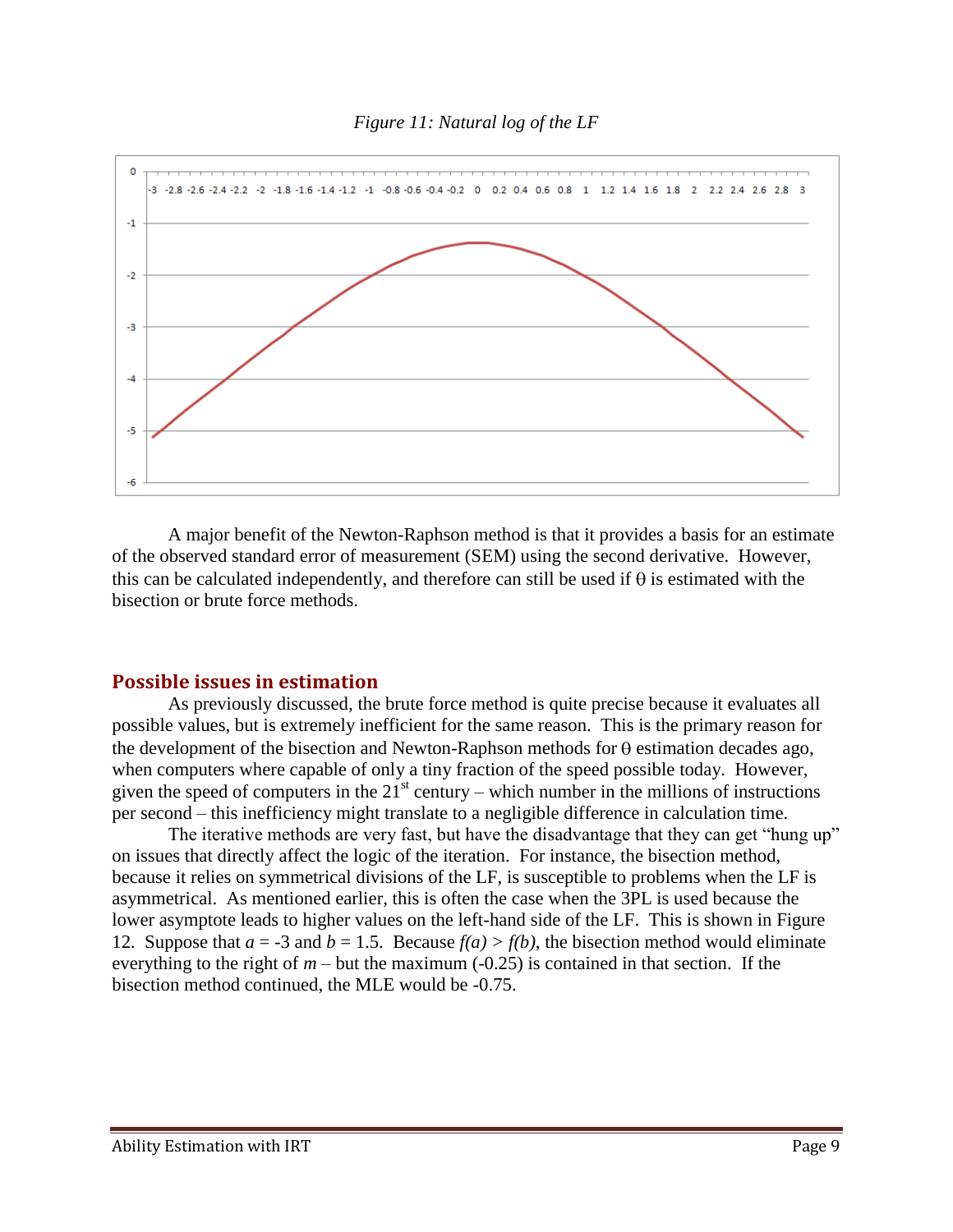*Figure 11: Natural log of the LF*

A major benefit of the Newton-Raphson method is that it provides a basis for an estimate of the observed standard error of measurement (SEM) using the second derivative. However, this can be calculated independently, and therefore can still be used if θ is estimated with the bisection or brute force methods.

## Possible issues in estimation

As previously discussed, the brute force method is quite precise because it evaluates all possible values, but is extremely inefficient for the same reason. This is the primary reason for the development of the bisection and Newton-Raphson methods for θ estimation decades ago, when computers where capable of only a tiny fraction of the speed possible today. However, given the speed of computers in the 21st century – which number in the millions of instructions per second – this inefficiency might translate to a negligible difference in calculation time.

The iterative methods are very fast, but have the disadvantage that they can get "hung up" on issues that directly affect the logic of the iteration. For instance, the bisection method, because it relies on symmetrical divisions of the LF, is susceptible to problems when the LF is asymmetrical. As mentioned earlier, this is often the case when the 3PL is used because the lower asymptote leads to higher values on the left-hand side of the LF. This is shown in Figure 12. Suppose that $a = -3$ and $b = 1.5$. Because $f(a) > f(b)$, the bisection method would eliminate everything to the right of $m$ – but the maximum (-0.25) is contained in that section. If the bisection method continued, the MLE would be -0.75.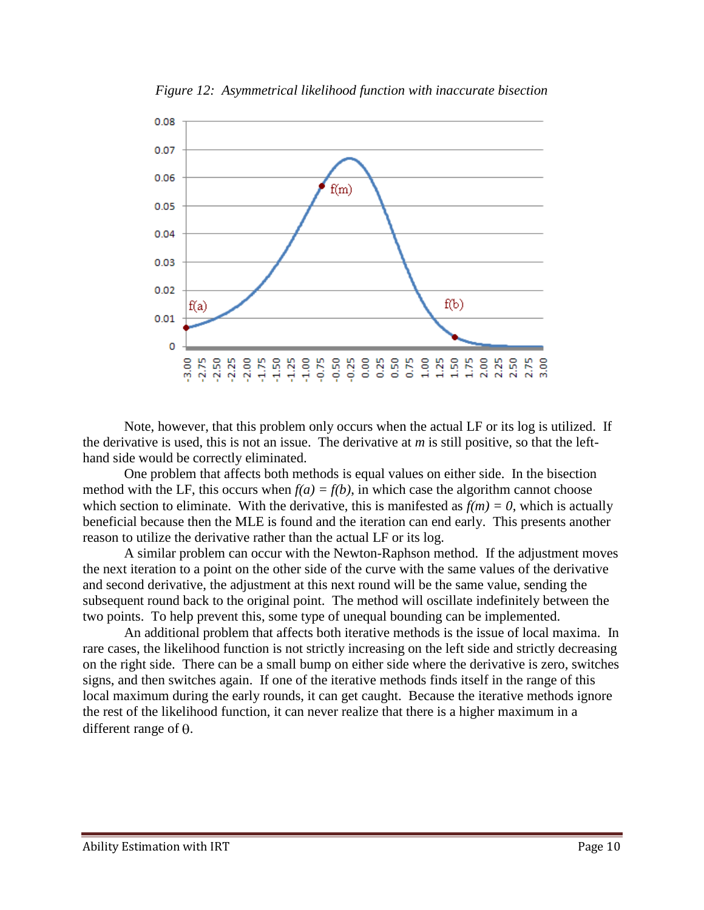*Figure 12: Asymmetrical likelihood function with inaccurate bisection*

Note, however, that this problem only occurs when the actual LF or its log is utilized. If the derivative is used, this is not an issue. The derivative at $m$ is still positive, so that the left-hand side would be correctly eliminated.

One problem that affects both methods is equal values on either side. In the bisection method with the LF, this occurs when $f(a) = f(b)$, in which case the algorithm cannot choose which section to eliminate. With the derivative, this is manifested as $f(m) = 0$, which is actually beneficial because then the MLE is found and the iteration can end early. This presents another reason to utilize the derivative rather than the actual LF or its log.

A similar problem can occur with the Newton-Raphson method. If the adjustment moves the next iteration to a point on the other side of the curve with the same values of the derivative and second derivative, the adjustment at this next round will be the same value, sending the subsequent round back to the original point. The method will oscillate indefinitely between the two points. To help prevent this, some type of unequal bounding can be implemented.

An additional problem that affects both iterative methods is the issue of local maxima. In rare cases, the likelihood function is not strictly increasing on the left side and strictly decreasing on the right side. There can be a small bump on either side where the derivative is zero, switches signs, and then switches again. If one of the iterative methods finds itself in the range of this local maximum during the early rounds, it can get caught. Because the iterative methods ignore the rest of the likelihood function, it can never realize that there is a higher maximum in a different range of $\theta$.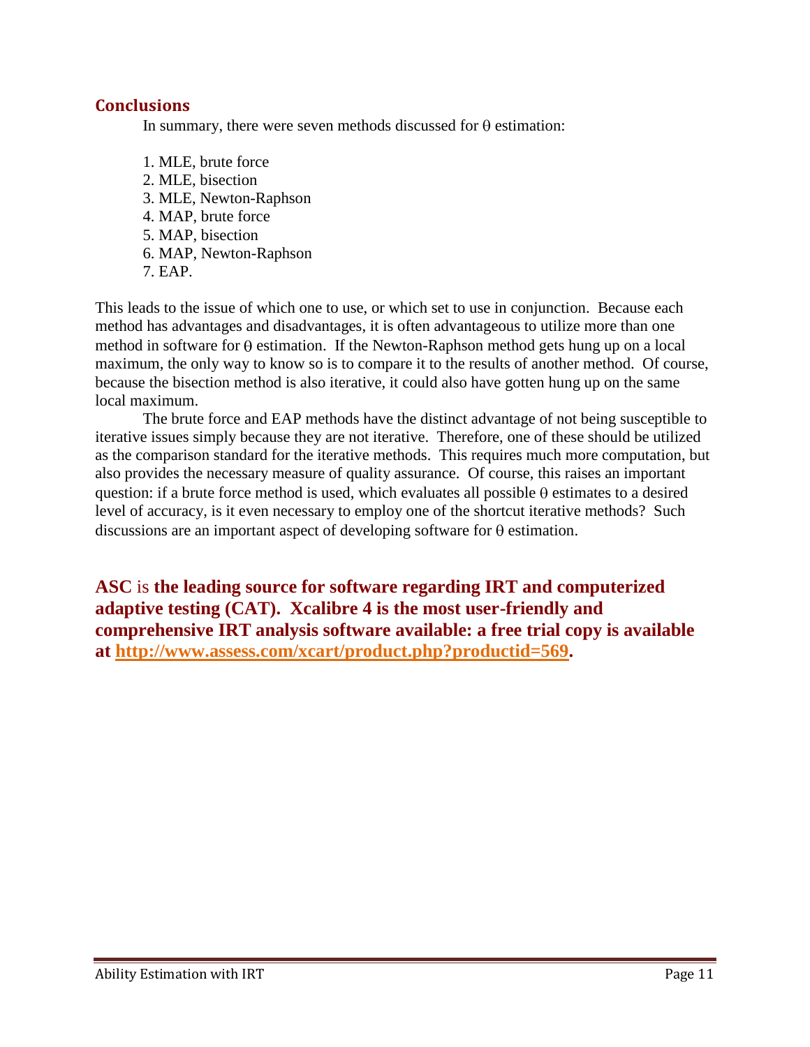## Conclusions

In summary, there were seven methods discussed for $\theta$ estimation:

1. MLE, brute force
2. MLE, bisection
3. MLE, Newton-Raphson
4. MAP, brute force
5. MAP, bisection
6. MAP, Newton-Raphson
7. EAP.

This leads to the issue of which one to use, or which set to use in conjunction. Because each method has advantages and disadvantages, it is often advantageous to utilize more than one method in software for $\theta$ estimation. If the Newton-Raphson method gets hung up on a local maximum, the only way to know so is to compare it to the results of another method. Of course, because the bisection method is also iterative, it could also have gotten hung up on the same local maximum.

The brute force and EAP methods have the distinct advantage of not being susceptible to iterative issues simply because they are not iterative. Therefore, one of these should be utilized as the comparison standard for the iterative methods. This requires much more computation, but also provides the necessary measure of quality assurance. Of course, this raises an important question: if a brute force method is used, which evaluates all possible $\theta$ estimates to a desired level of accuracy, is it even necessary to employ one of the shortcut iterative methods? Such discussions are an important aspect of developing software for $\theta$ estimation.

**ASC** is **the leading source for software regarding IRT and computerized adaptive testing (CAT). Xcalibre 4 is the most user-friendly and comprehensive IRT analysis software available: a free trial copy is available at [http://www.assess.com/xcart/product.php?productid=569](http://www.assess.com/xcart/product.php?productid=569).**